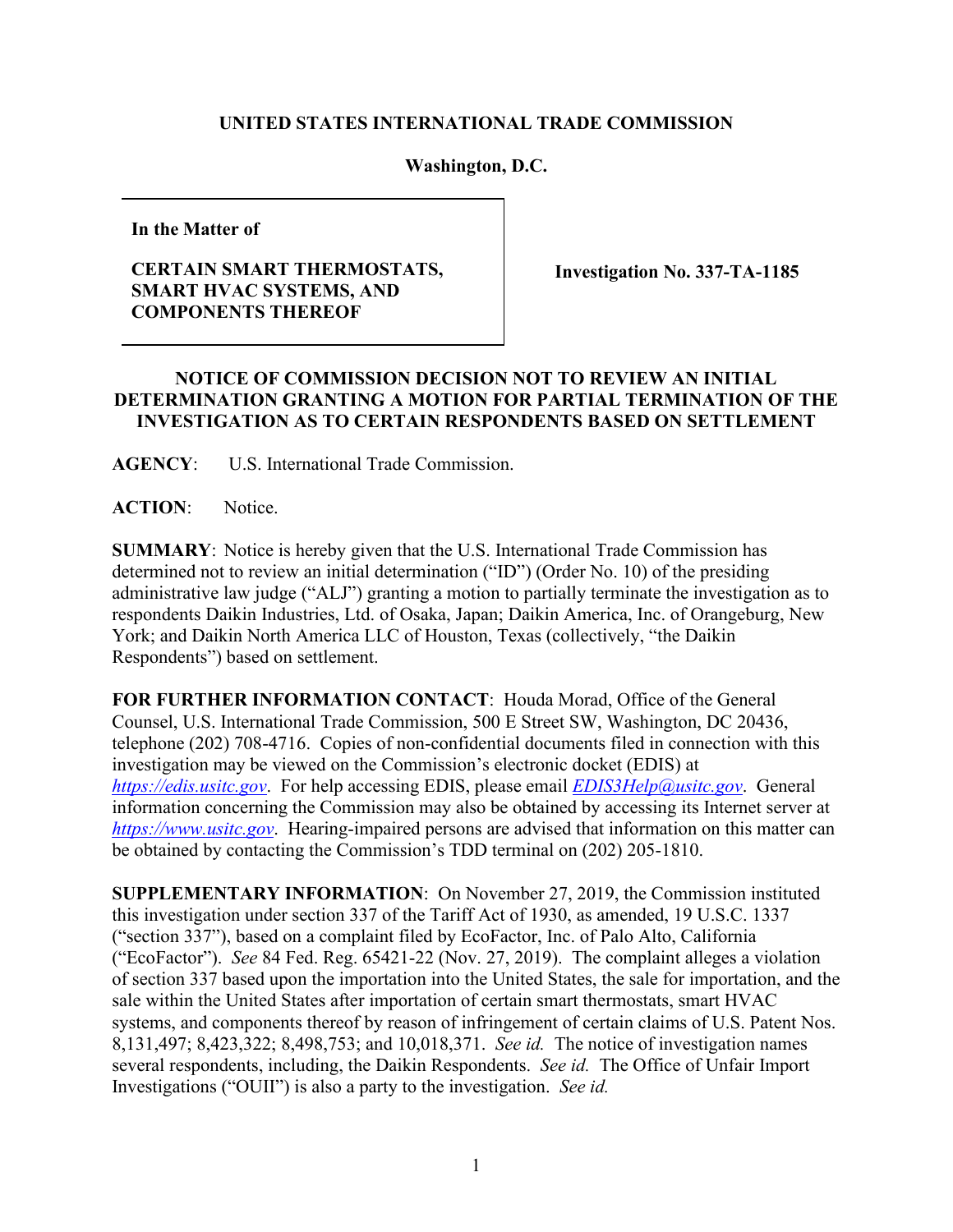**UNITED STATES INTERNATIONAL TRADE COMMISSION**

**Washington, D.C.**

| | |
|---|---|
| **In the Matter of**<br><br>**CERTAIN SMART THERMOSTATS, SMART HVAC SYSTEMS, AND COMPONENTS THEREOF** | **Investigation No. 337-TA-1185** |

**NOTICE OF COMMISSION DECISION NOT TO REVIEW AN INITIAL DETERMINATION GRANTING A MOTION FOR PARTIAL TERMINATION OF THE INVESTIGATION AS TO CERTAIN RESPONDENTS BASED ON SETTLEMENT**

**AGENCY**: U.S. International Trade Commission.

**ACTION**: Notice.

**SUMMARY**: Notice is hereby given that the U.S. International Trade Commission has determined not to review an initial determination ("ID") (Order No. 10) of the presiding administrative law judge ("ALJ") granting a motion to partially terminate the investigation as to respondents Daikin Industries, Ltd. of Osaka, Japan; Daikin America, Inc. of Orangeburg, New York; and Daikin North America LLC of Houston, Texas (collectively, "the Daikin Respondents") based on settlement.

**FOR FURTHER INFORMATION CONTACT**: Houda Morad, Office of the General Counsel, U.S. International Trade Commission, 500 E Street SW, Washington, DC 20436, telephone (202) 708-4716. Copies of non-confidential documents filed in connection with this investigation may be viewed on the Commission's electronic docket (EDIS) at *https://edis.usitc.gov*. For help accessing EDIS, please email *EDIS3Help@usitc.gov*. General information concerning the Commission may also be obtained by accessing its Internet server at *https://www.usitc.gov*. Hearing-impaired persons are advised that information on this matter can be obtained by contacting the Commission's TDD terminal on (202) 205-1810.

**SUPPLEMENTARY INFORMATION**: On November 27, 2019, the Commission instituted this investigation under section 337 of the Tariff Act of 1930, as amended, 19 U.S.C. 1337 ("section 337"), based on a complaint filed by EcoFactor, Inc. of Palo Alto, California ("EcoFactor"). *See* 84 Fed. Reg. 65421-22 (Nov. 27, 2019). The complaint alleges a violation of section 337 based upon the importation into the United States, the sale for importation, and the sale within the United States after importation of certain smart thermostats, smart HVAC systems, and components thereof by reason of infringement of certain claims of U.S. Patent Nos. 8,131,497; 8,423,322; 8,498,753; and 10,018,371. *See id.* The notice of investigation names several respondents, including, the Daikin Respondents. *See id.* The Office of Unfair Import Investigations ("OUII") is also a party to the investigation. *See id.*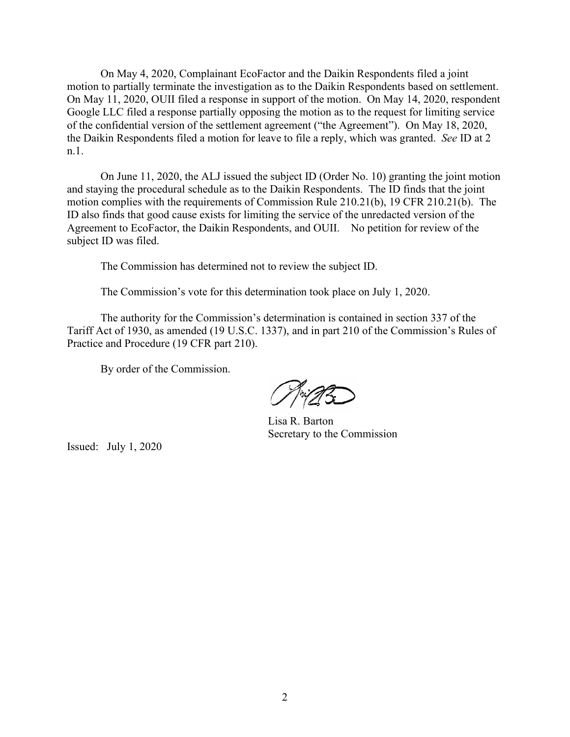On May 4, 2020, Complainant EcoFactor and the Daikin Respondents filed a joint motion to partially terminate the investigation as to the Daikin Respondents based on settlement. On May 11, 2020, OUII filed a response in support of the motion. On May 14, 2020, respondent Google LLC filed a response partially opposing the motion as to the request for limiting service of the confidential version of the settlement agreement ("the Agreement"). On May 18, 2020, the Daikin Respondents filed a motion for leave to file a reply, which was granted. *See* ID at 2 n.1.

On June 11, 2020, the ALJ issued the subject ID (Order No. 10) granting the joint motion and staying the procedural schedule as to the Daikin Respondents. The ID finds that the joint motion complies with the requirements of Commission Rule 210.21(b), 19 CFR 210.21(b). The ID also finds that good cause exists for limiting the service of the unredacted version of the Agreement to EcoFactor, the Daikin Respondents, and OUII. No petition for review of the subject ID was filed.

The Commission has determined not to review the subject ID.

The Commission's vote for this determination took place on July 1, 2020.

The authority for the Commission's determination is contained in section 337 of the Tariff Act of 1930, as amended (19 U.S.C. 1337), and in part 210 of the Commission's Rules of Practice and Procedure (19 CFR part 210).

By order of the Commission.

Lisa R. Barton
Secretary to the Commission

Issued: July 1, 2020